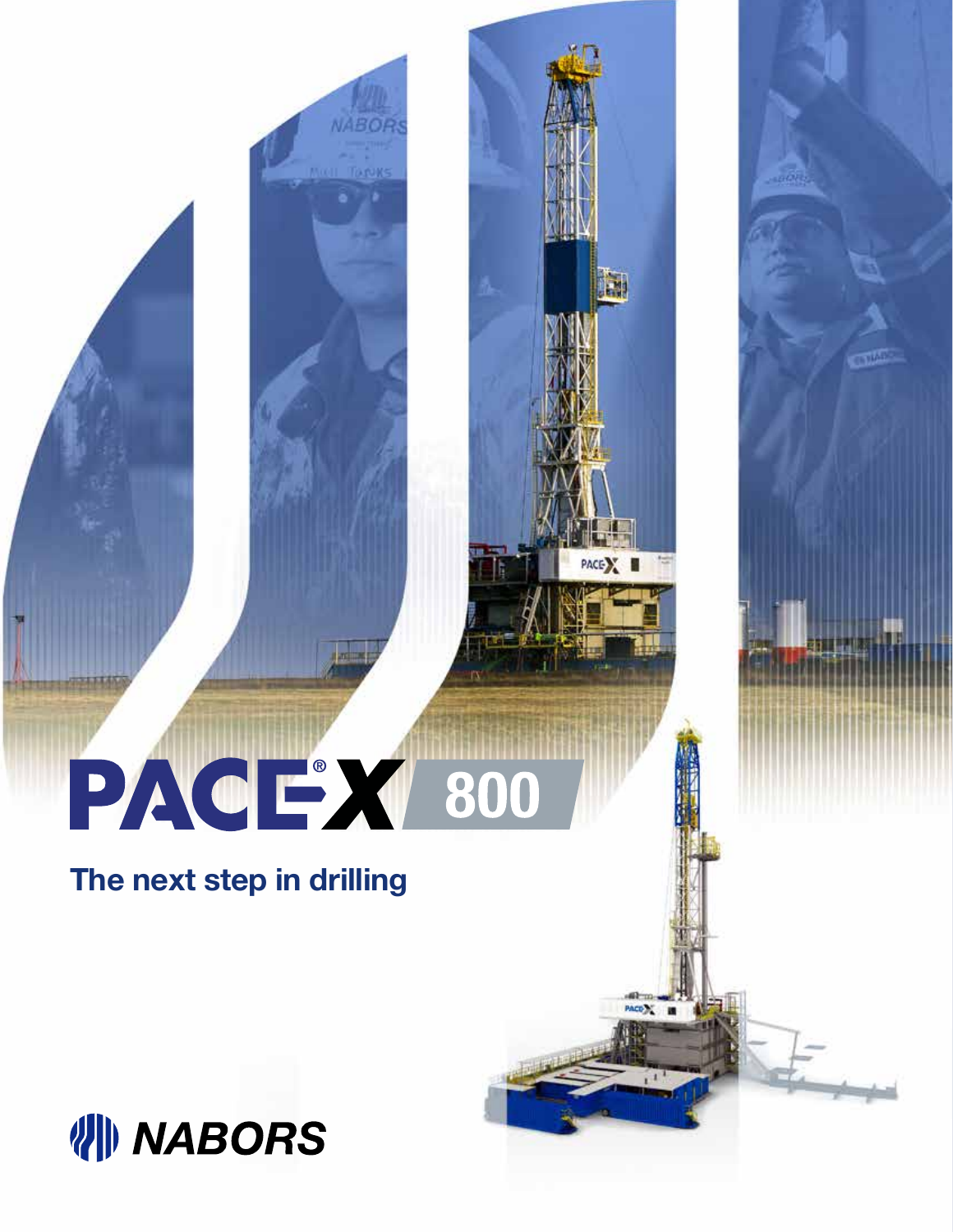# PACE®-X 800

## The next step in drilling

NABORS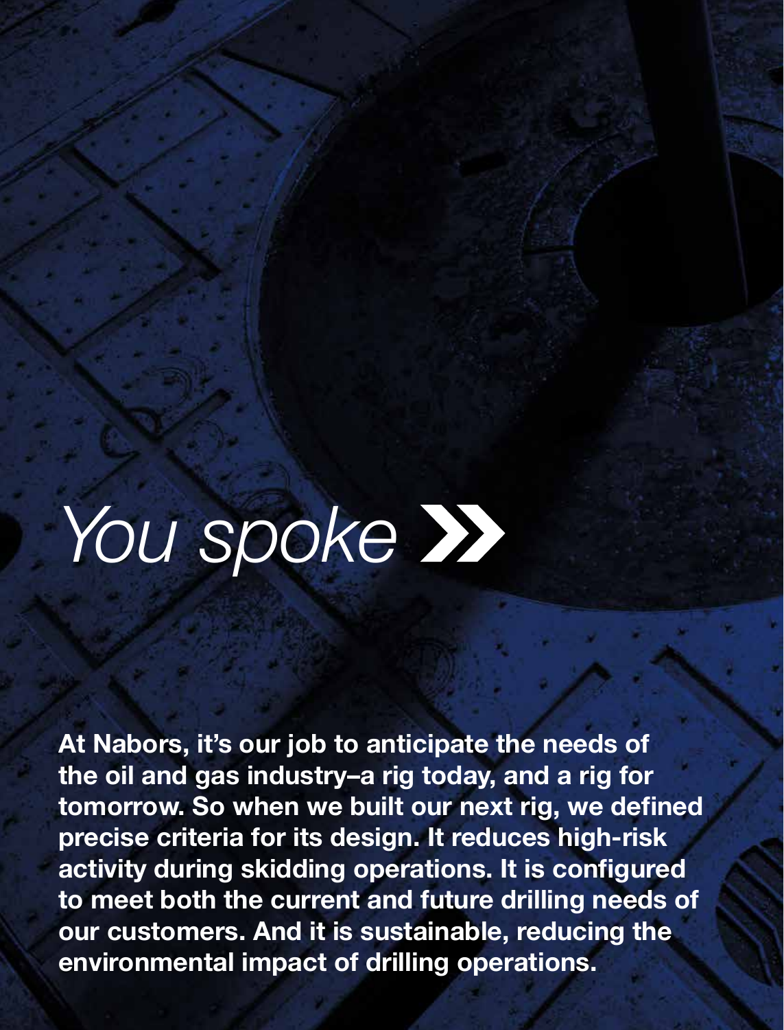# *You spoke* »

**At Nabors, it's our job to anticipate the needs of the oil and gas industry–a rig today, and a rig for tomorrow. So when we built our next rig, we defined precise criteria for its design. It reduces high-risk activity during skidding operations. It is configured to meet both the current and future drilling needs of our customers. And it is sustainable, reducing the environmental impact of drilling operations.**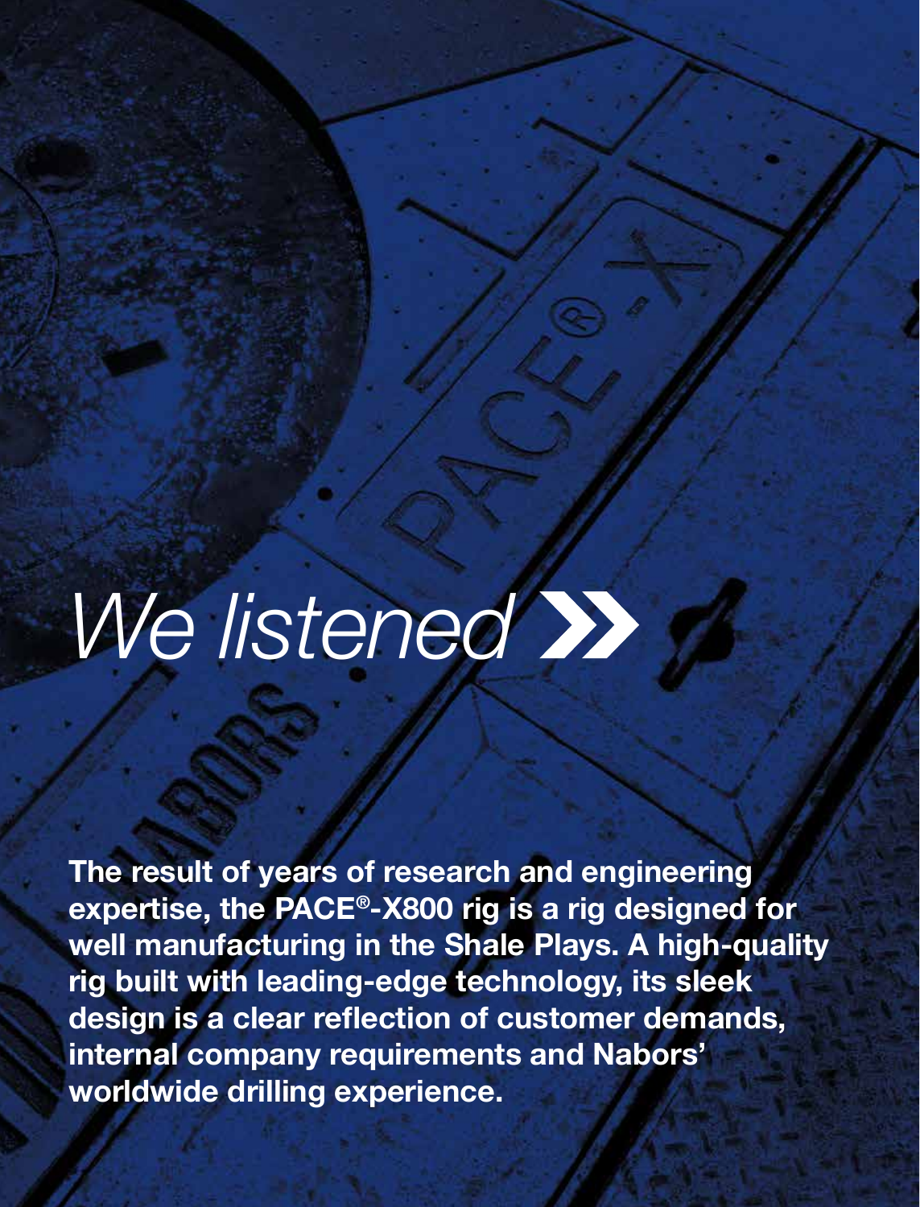*We listed* »

**The result of years of research and engineering expertise, the PACE®-X800 rig is a rig designed for well manufacturing in the Shale Plays. A high-quality rig built with leading-edge technology, its sleek design is a clear reflection of customer demands, internal company requirements and Nabors' worldwide drilling experience.**

*We listened* »

**The result of years of research and engineering expertise, the PACE®-X800 rig is a rig designed for well manufacturing in the Shale Plays. A high-quality rig built with leading-edge technology, its sleek design is a clear reflection of customer demands, internal company requirements and Nabors' worldwide drilling experience.**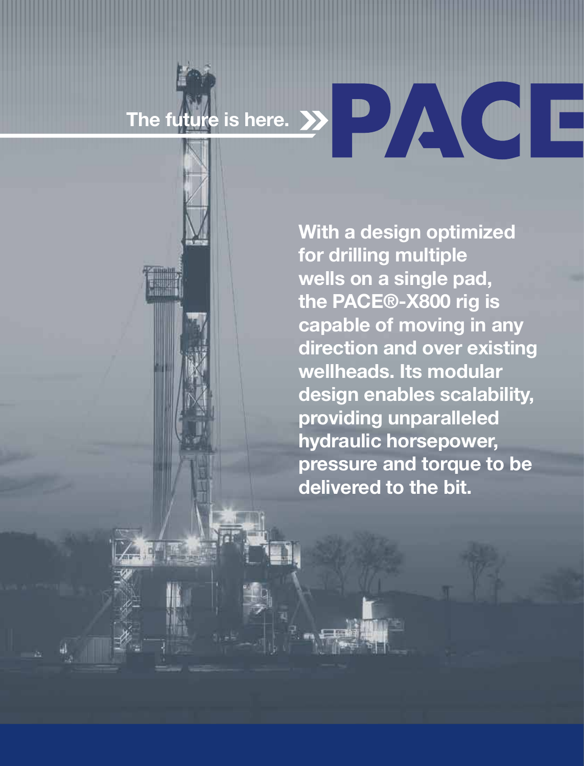The future is here. » **PACE**

**With a design optimized for drilling multiple wells on a single pad, the PACE®-X800 rig is capable of moving in any direction and over existing wellheads. Its modular design enables scalability, providing unparalleled hydraulic horsepower, pressure and torque to be delivered to the bit.**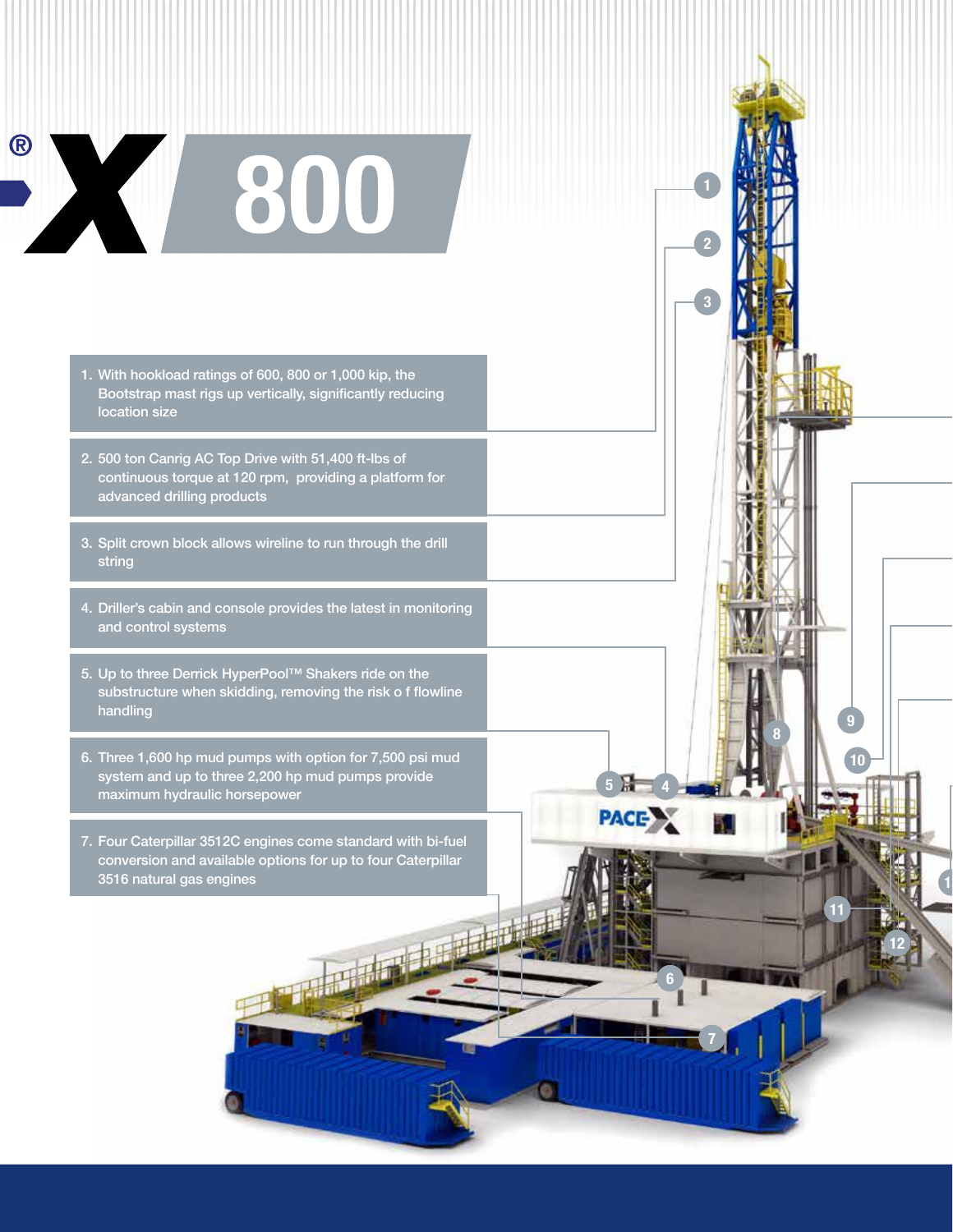# X 800

1. With hookload ratings of 600, 800 or 1,000 kip, the Bootstrap mast rigs up vertically, significantly reducing location size
2. 500 ton Canrig AC Top Drive with 51,400 ft-lbs of continuous torque at 120 rpm, providing a platform for advanced drilling products
3. Split crown block allows wireline to run through the drill string
4. Driller's cabin and console provides the latest in monitoring and control systems
5. Up to three Derrick HyperPool™ Shakers ride on the substructure when skidding, removing the risk o f flowline handling
6. Three 1,600 hp mud pumps with option for 7,500 psi mud system and up to three 2,200 hp mud pumps provide maximum hydraulic horsepower
7. Four Caterpillar 3512C engines come standard with bi-fuel conversion and available options for up to four Caterpillar 3516 natural gas engines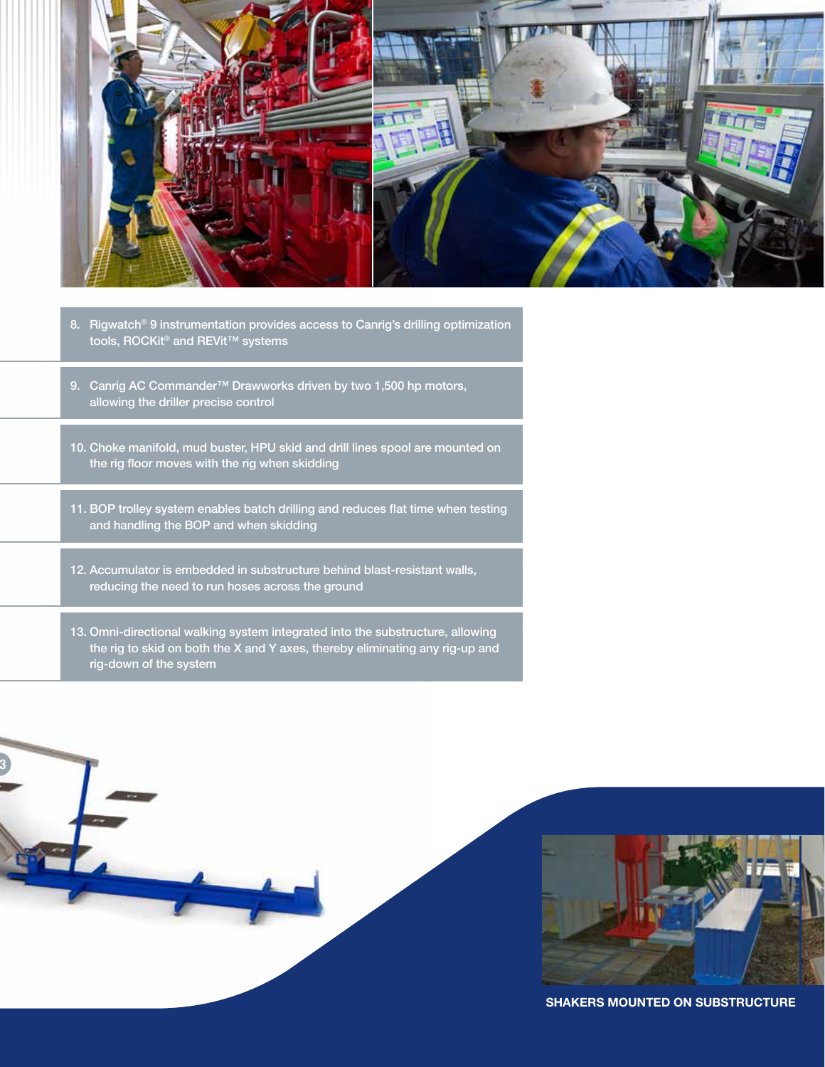8. Rigwatch® 9 instrumentation provides access to Canrig's drilling optimization tools, ROCKit® and REVit™ systems

9. Canrig AC Commander™ Drawworks driven by two 1,500 hp motors, allowing the driller precise control

10. Choke manifold, mud buster, HPU skid and drill lines spool are mounted on the rig floor moves with the rig when skidding

11. BOP trolley system enables batch drilling and reduces flat time when testing and handling the BOP and when skidding

12. Accumulator is embedded in substructure behind blast-resistant walls, reducing the need to run hoses across the ground

13. Omni-directional walking system integrated into the substructure, allowing the rig to skid on both the X and Y axes, thereby eliminating any rig-up and rig-down of the system

SHAKERS MOUNTED ON SUBSTRUCTURE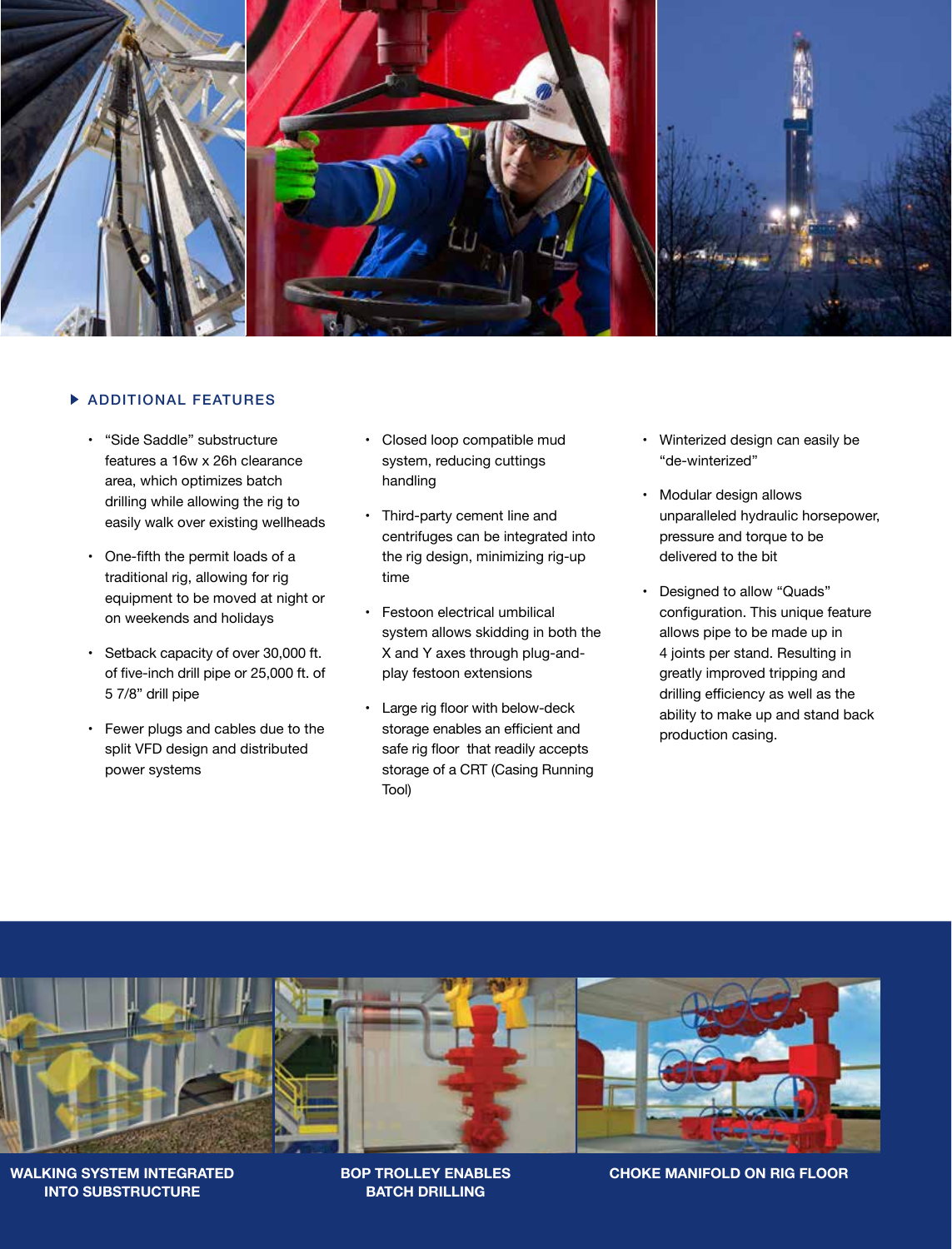## ADDITIONAL FEATURES

- "Side Saddle" substructure features a 16w x 26h clearance area, which optimizes batch drilling while allowing the rig to easily walk over existing wellheads
- One-fifth the permit loads of a traditional rig, allowing for rig equipment to be moved at night or on weekends and holidays
- Setback capacity of over 30,000 ft. of five-inch drill pipe or 25,000 ft. of 5 7/8" drill pipe
- Fewer plugs and cables due to the split VFD design and distributed power systems
- Closed loop compatible mud system, reducing cuttings handling
- Third-party cement line and centrifuges can be integrated into the rig design, minimizing rig-up time
- Festoon electrical umbilical system allows skidding in both the X and Y axes through plug-and-play festoon extensions
- Large rig floor with below-deck storage enables an efficient and safe rig floor that readily accepts storage of a CRT (Casing Running Tool)
- Winterized design can easily be "de-winterized"
- Modular design allows unparalleled hydraulic horsepower, pressure and torque to be delivered to the bit
- Designed to allow "Quads" configuration. This unique feature allows pipe to be made up in 4 joints per stand. Resulting in greatly improved tripping and drilling efficiency as well as the ability to make up and stand back production casing.

**WALKING SYSTEM INTEGRATED INTO SUBSTRUCTURE**

**BOP TROLLEY ENABLES BATCH DRILLING**

**CHOKE MANIFOLD ON RIG FLOOR**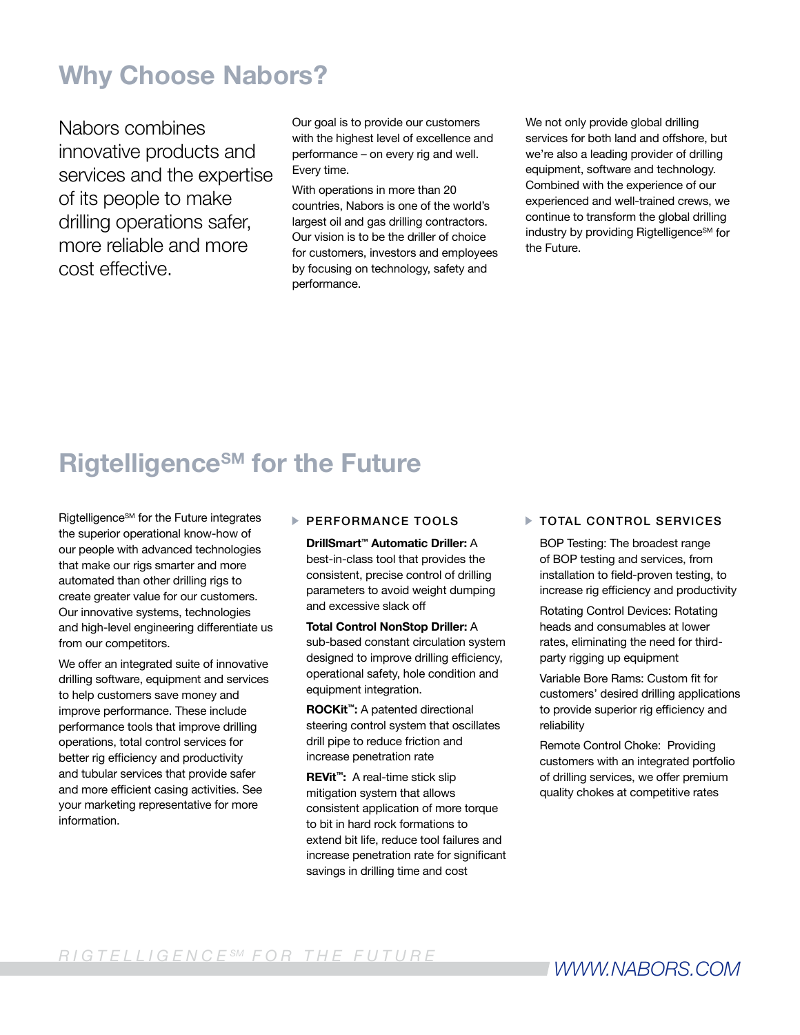# Why Choose Nabors?

Nabors combines innovative products and services and the expertise of its people to make drilling operations safer, more reliable and more cost effective.

Our goal is to provide our customers with the highest level of excellence and performance – on every rig and well. Every time.

With operations in more than 20 countries, Nabors is one of the world's largest oil and gas drilling contractors. Our vision is to be the driller of choice for customers, investors and employees by focusing on technology, safety and performance.

We not only provide global drilling services for both land and offshore, but we're also a leading provider of drilling equipment, software and technology. Combined with the experience of our experienced and well-trained crews, we continue to transform the global drilling industry by providing Rigtelligence℠ for the Future.

# Rigtelligence℠ for the Future

Rigtelligence℠ for the Future integrates the superior operational know-how of our people with advanced technologies that make our rigs smarter and more automated than other drilling rigs to create greater value for our customers. Our innovative systems, technologies and high-level engineering differentiate us from our competitors.

We offer an integrated suite of innovative drilling software, equipment and services to help customers save money and improve performance. These include performance tools that improve drilling operations, total control services for better rig efficiency and productivity and tubular services that provide safer and more efficient casing activities. See your marketing representative for more information.

### PERFORMANCE TOOLS

**DrillSmart™ Automatic Driller:** A best-in-class tool that provides the consistent, precise control of drilling parameters to avoid weight dumping and excessive slack off

**Total Control NonStop Driller:** A sub-based constant circulation system designed to improve drilling efficiency, operational safety, hole condition and equipment integration.

**ROCKit™:** A patented directional steering control system that oscillates drill pipe to reduce friction and increase penetration rate

**REVit™:** A real-time stick slip mitigation system that allows consistent application of more torque to bit in hard rock formations to extend bit life, reduce tool failures and increase penetration rate for significant savings in drilling time and cost

### TOTAL CONTROL SERVICES

BOP Testing: The broadest range of BOP testing and services, from installation to field-proven testing, to increase rig efficiency and productivity

Rotating Control Devices: Rotating heads and consumables at lower rates, eliminating the need for third-party rigging up equipment

Variable Bore Rams: Custom fit for customers' desired drilling applications to provide superior rig efficiency and reliability

Remote Control Choke: Providing customers with an integrated portfolio of drilling services, we offer premium quality chokes at competitive rates